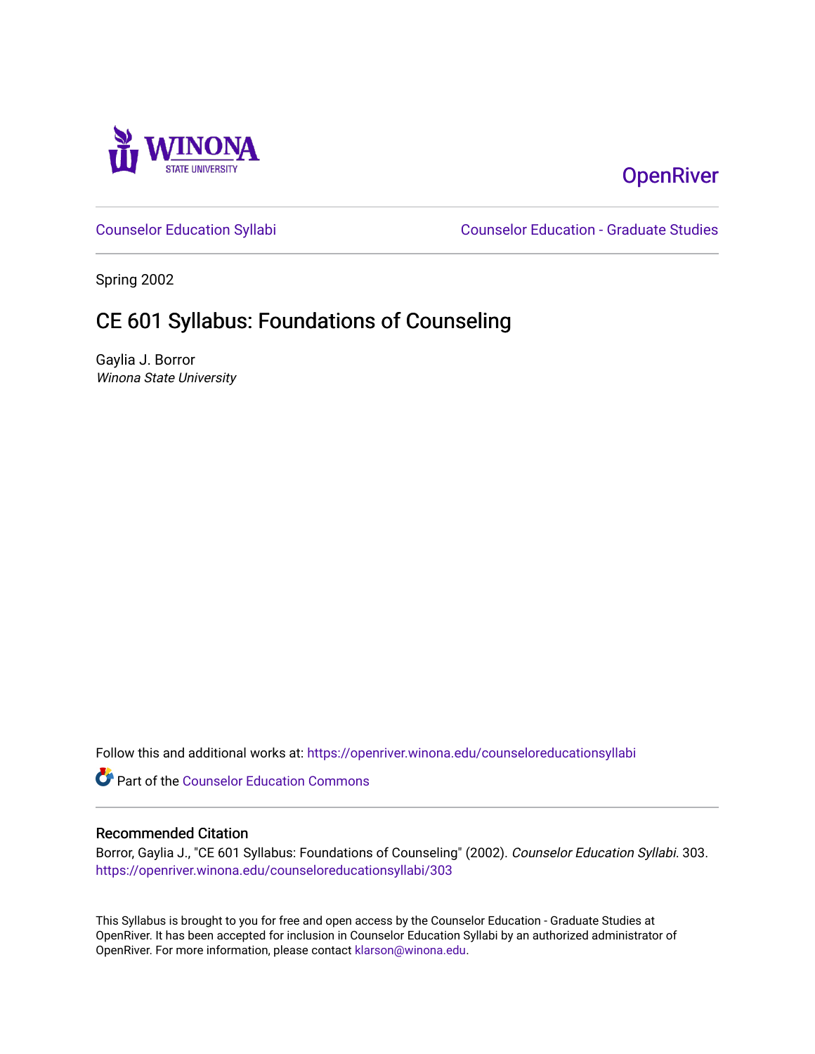OpenRiver

Counselor Education Syllabi | Counselor Education - Graduate Studies

Spring 2002

# CE 601 Syllabus: Foundations of Counseling

Gaylia J. Borror
*Winona State University*

Follow this and additional works at: https://openriver.winona.edu/counseloreducationsyllabi

Part of the Counselor Education Commons

## Recommended Citation

Borror, Gaylia J., "CE 601 Syllabus: Foundations of Counseling" (2002). *Counselor Education Syllabi*. 303.
https://openriver.winona.edu/counseloreducationsyllabi/303

This Syllabus is brought to you for free and open access by the Counselor Education - Graduate Studies at OpenRiver. It has been accepted for inclusion in Counselor Education Syllabi by an authorized administrator of OpenRiver. For more information, please contact klarson@winona.edu.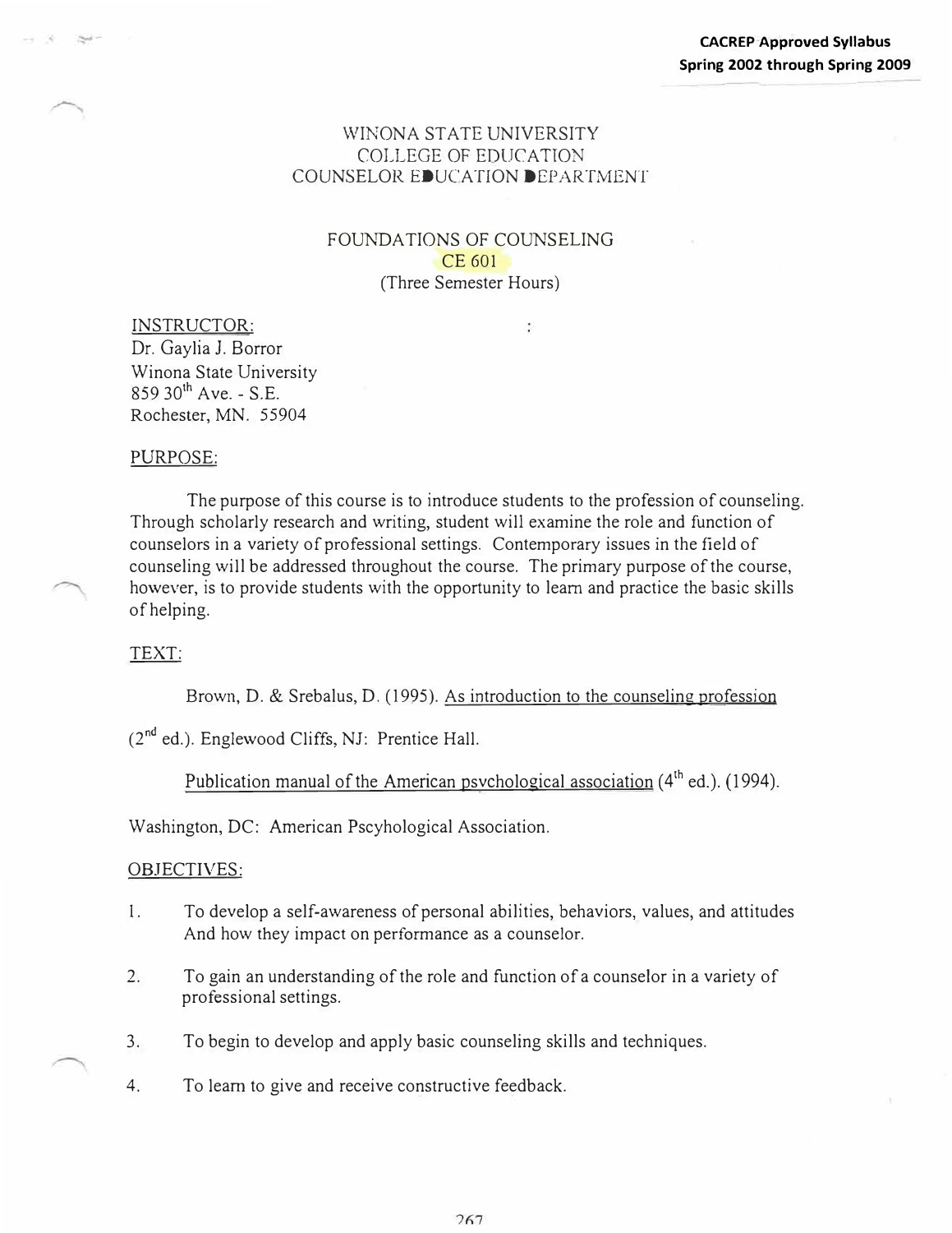**CACREP Approved Syllabus**
**Spring 2002 through Spring 2009**

WINONA STATE UNIVERSITY
COLLEGE OF EDUCATION
COUNSELOR EDUCATION DEPARTMENT

FOUNDATIONS OF COUNSELING
CE 601
(Three Semester Hours)

INSTRUCTOR:
Dr. Gaylia J. Borror
Winona State University
859 30th Ave. - S.E.
Rochester, MN. 55904

PURPOSE:

The purpose of this course is to introduce students to the profession of counseling. Through scholarly research and writing, student will examine the role and function of counselors in a variety of professional settings. Contemporary issues in the field of counseling will be addressed throughout the course. The primary purpose of the course, however, is to provide students with the opportunity to learn and practice the basic skills of helping.

TEXT:

Brown, D. & Srebalus, D. (1995). As introduction to the counseling profession (2nd ed.). Englewood Cliffs, NJ: Prentice Hall.

Publication manual of the American psychological association (4th ed.). (1994). Washington, DC: American Pscyhological Association.

OBJECTIVES:

1. To develop a self-awareness of personal abilities, behaviors, values, and attitudes And how they impact on performance as a counselor.
2. To gain an understanding of the role and function of a counselor in a variety of professional settings.
3. To begin to develop and apply basic counseling skills and techniques.
4. To learn to give and receive constructive feedback.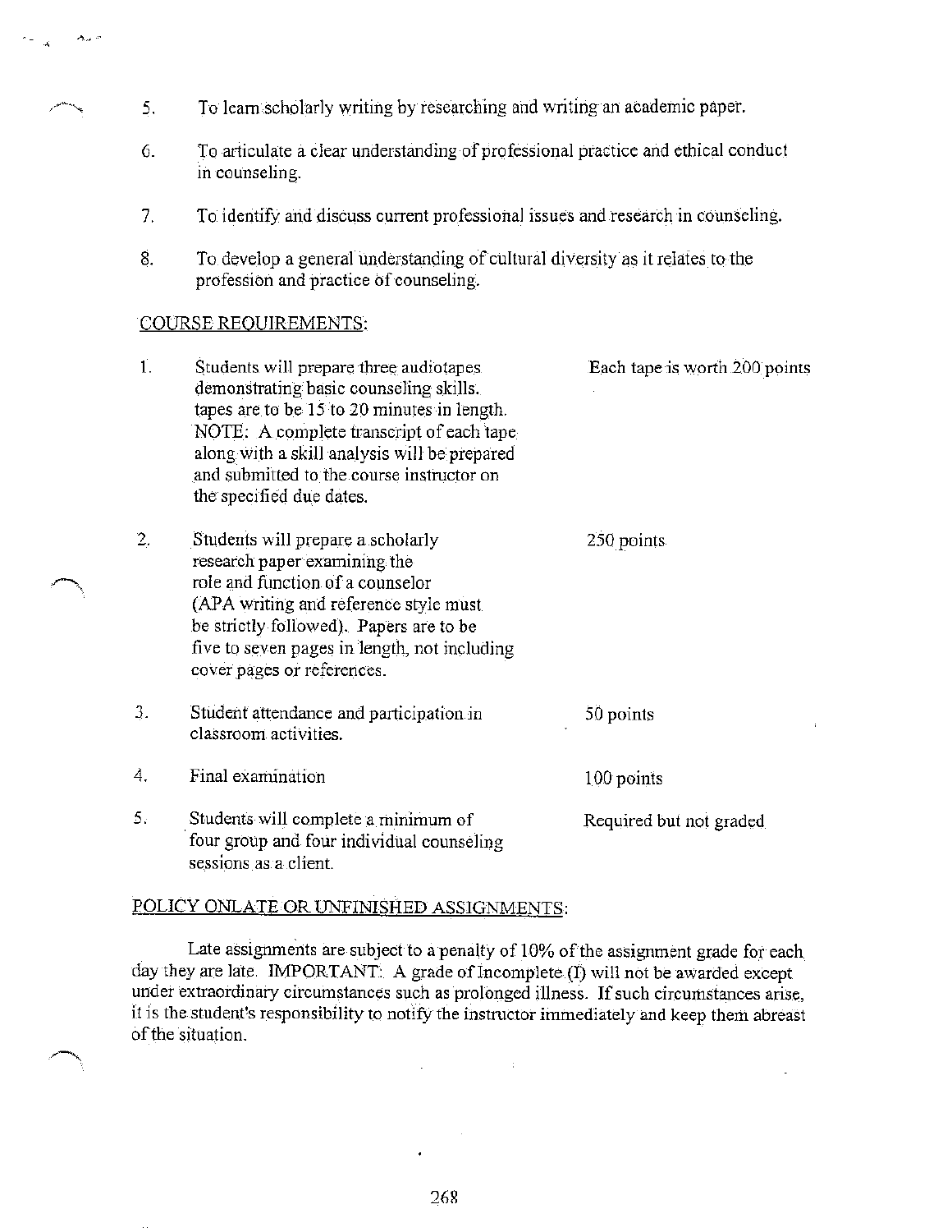5. To learn scholarly writing by researching and writing an academic paper.

6. To articulate a clear understanding of professional practice and ethical conduct in counseling.

7. To identify and discuss current professional issues and research in counseling.

8. To develop a general understanding of cultural diversity as it relates to the profession and practice of counseling.

COURSE REQUIREMENTS:

| | | |
|---|---|---|
| 1. | Students will prepare three audiotapes demonstrating basic counseling skills. tapes are to be 15 to 20 minutes in length. NOTE: A complete transcript of each tape along with a skill analysis will be prepared and submitted to the course instructor on the specified due dates. | Each tape is worth 200 points |
| 2. | Students will prepare a scholarly research paper examining the role and function of a counselor (APA writing and reference style must be strictly followed). Papers are to be five to seven pages in length, not including cover pages or references. | 250 points |
| 3. | Student attendance and participation in classroom activities. | 50 points |
| 4. | Final examination | 100 points |
| 5. | Students will complete a minimum of four group and four individual counseling sessions as a client. | Required but not graded |

POLICY ONLATE OR UNFINISHED ASSIGNMENTS:

Late assignments are subject to a penalty of 10% of the assignment grade for each day they are late. IMPORTANT: A grade of Incomplete (I) will not be awarded except under extraordinary circumstances such as prolonged illness. If such circumstances arise, it is the student's responsibility to notify the instructor immediately and keep them abreast of the situation.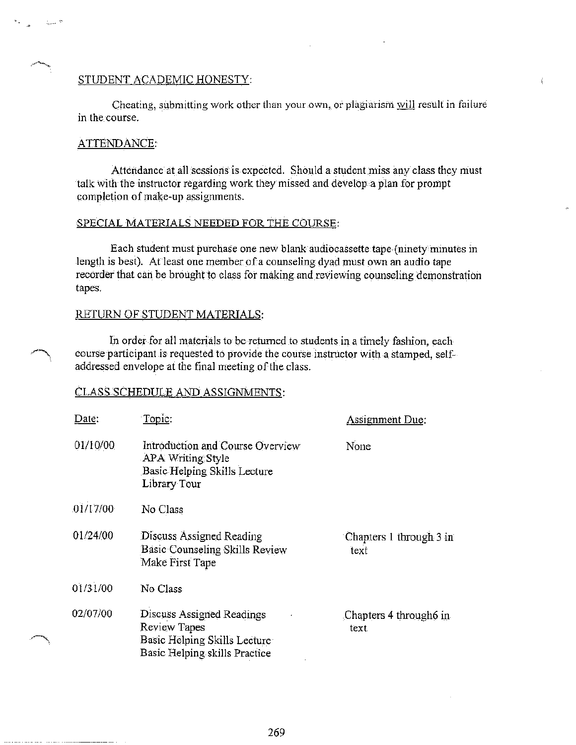## STUDENT ACADEMIC HONESTY:

Cheating, submitting work other than your own, or plagiarism <u>will</u> result in failure in the course.

## ATTENDANCE:

Attendance at all sessions is expected. Should a student miss any class they must talk with the instructor regarding work they missed and develop a plan for prompt completion of make-up assignments.

## SPECIAL MATERIALS NEEDED FOR THE COURSE:

Each student must purchase one new blank audiocassette tape (ninety minutes in length is best). At least one member of a counseling dyad must own an audio tape recorder that can be brought to class for making and reviewing counseling demonstration tapes.

## RETURN OF STUDENT MATERIALS:

In order for all materials to be returned to students in a timely fashion, each course participant is requested to provide the course instructor with a stamped, self-addressed envelope at the final meeting of the class.

## CLASS SCHEDULE AND ASSIGNMENTS:

| Date: | Topic: | Assignment Due: |
|---|---|---|
| 01/10/00 | Introduction and Course Overview<br>APA Writing Style<br>Basic Helping Skills Lecture<br>Library Tour | None |
| 01/17/00 | No Class | |
| 01/24/00 | Discuss Assigned Reading<br>Basic Counseling Skills Review<br>Make First Tape | Chapters 1 through 3 in text |
| 01/31/00 | No Class | |
| 02/07/00 | Discuss Assigned Readings<br>Review Tapes<br>Basic Helping Skills Lecture<br>Basic Helping skills Practice | Chapters 4 through6 in text |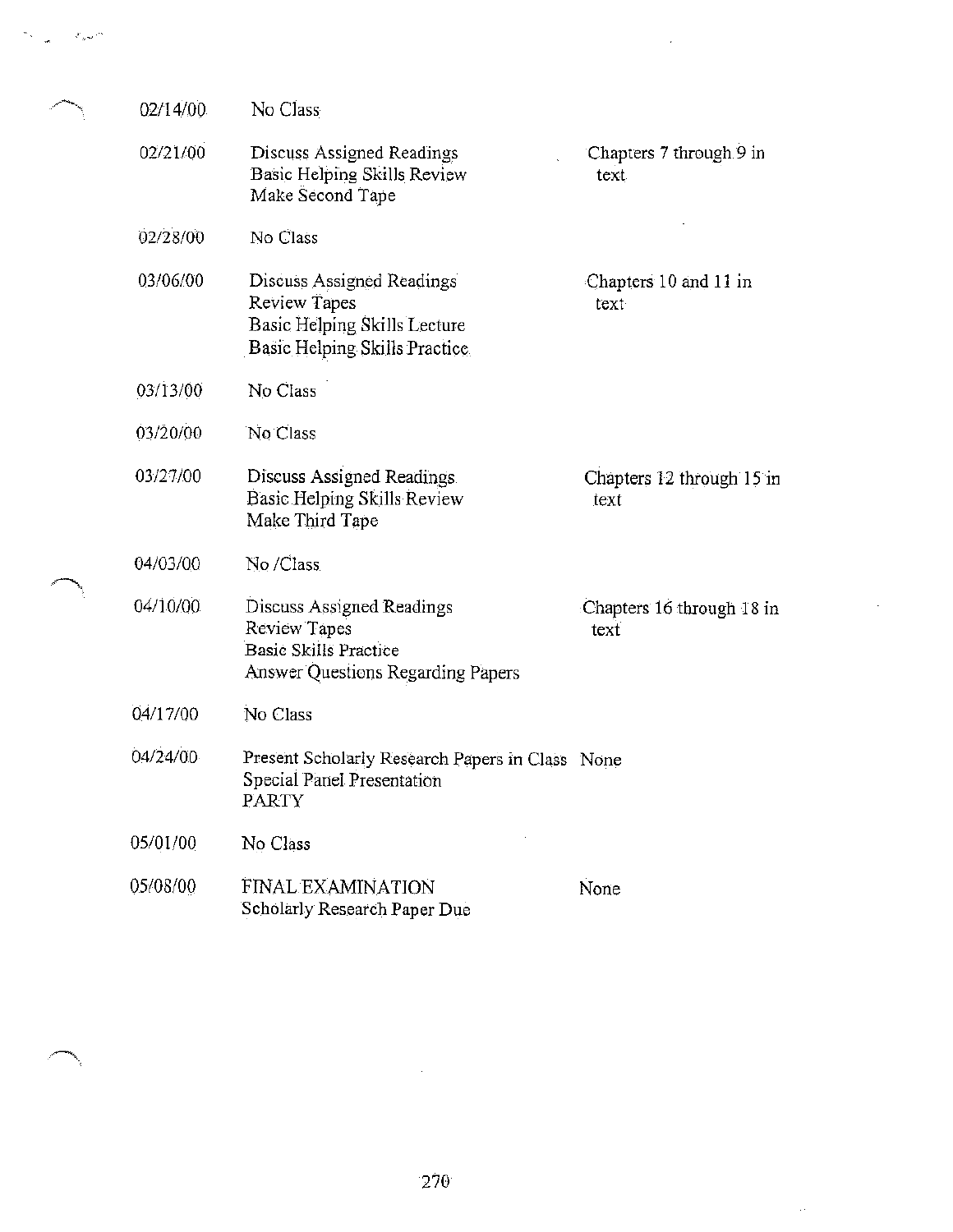| | | |
|---|---|---|
| 02/14/00 | No Class | |
| 02/21/00 | Discuss Assigned Readings<br>Basic Helping Skills Review<br>Make Second Tape | Chapters 7 through 9 in text |
| 02/28/00 | No Class | |
| 03/06/00 | Discuss Assigned Readings<br>Review Tapes<br>Basic Helping Skills Lecture<br>Basic Helping Skills Practice | Chapters 10 and 11 in text |
| 03/13/00 | No Class | |
| 03/20/00 | No Class | |
| 03/27/00 | Discuss Assigned Readings<br>Basic Helping Skills Review<br>Make Third Tape | Chapters 12 through 15 in text |
| 04/03/00 | No /Class | |
| 04/10/00 | Discuss Assigned Readings<br>Review Tapes<br>Basic Skills Practice<br>Answer Questions Regarding Papers | Chapters 16 through 18 in text |
| 04/17/00 | No Class | |
| 04/24/00 | Present Scholarly Research Papers in Class<br>Special Panel Presentation<br>PARTY | None |
| 05/01/00 | No Class | |
| 05/08/00 | FINAL EXAMINATION<br>Scholarly Research Paper Due | None |